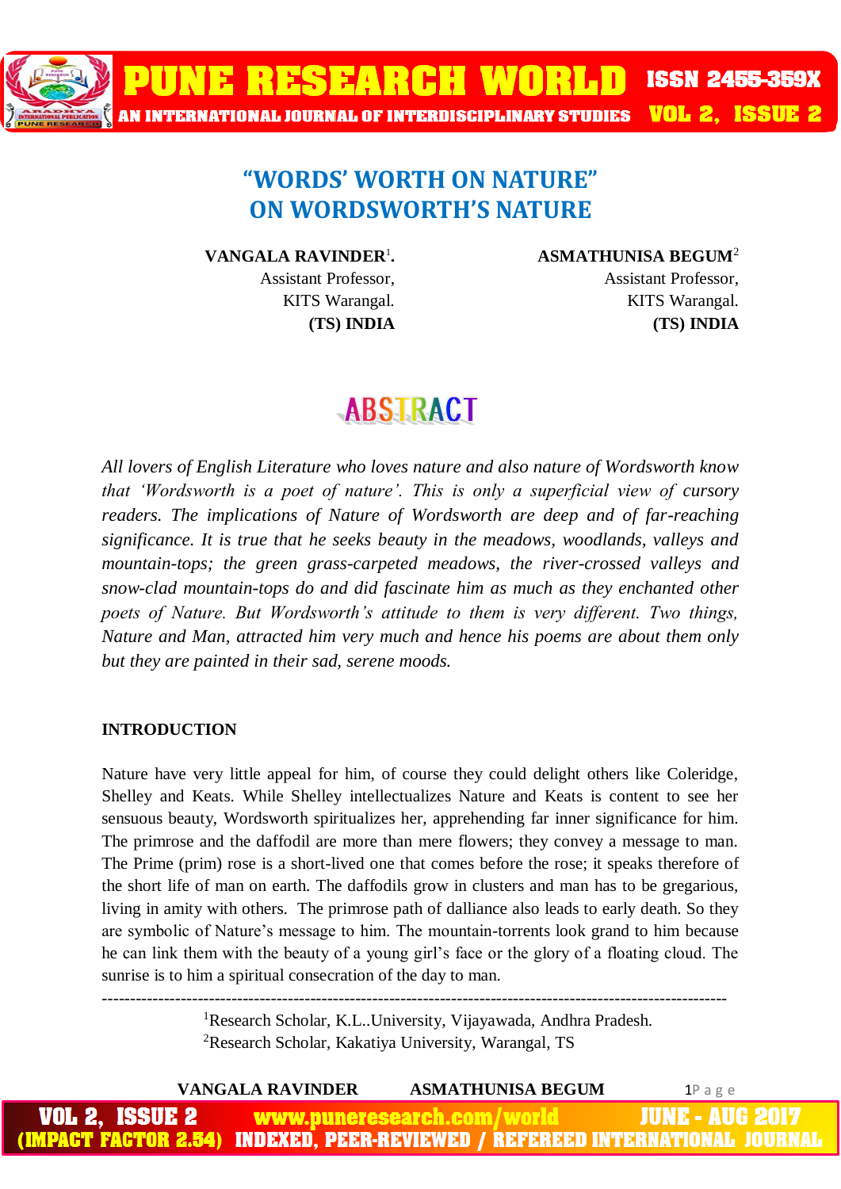# "WORDS' WORTH ON NATURE" ON WORDSWORTH'S NATURE

**VANGALA RAVINDER**[1].
Assistant Professor,
KITS Warangal.
**(TS) INDIA**

**ASMATHUNISA BEGUM**[2]
Assistant Professor,
KITS Warangal.
**(TS) INDIA**

## ABSTRACT

*All lovers of English Literature who loves nature and also nature of Wordsworth know that 'Wordsworth is a poet of nature'. This is only a superficial view of cursory readers. The implications of Nature of Wordsworth are deep and of far-reaching significance. It is true that he seeks beauty in the meadows, woodlands, valleys and mountain-tops; the green grass-carpeted meadows, the river-crossed valleys and snow-clad mountain-tops do and did fascinate him as much as they enchanted other poets of Nature. But Wordsworth's attitude to them is very different. Two things, Nature and Man, attracted him very much and hence his poems are about them only but they are painted in their sad, serene moods.*

## INTRODUCTION

Nature have very little appeal for him, of course they could delight others like Coleridge, Shelley and Keats. While Shelley intellectualizes Nature and Keats is content to see her sensuous beauty, Wordsworth spiritualizes her, apprehending far inner significance for him. The primrose and the daffodil are more than mere flowers; they convey a message to man. The Prime (prim) rose is a short-lived one that comes before the rose; it speaks therefore of the short life of man on earth. The daffodils grow in clusters and man has to be gregarious, living in amity with others. The primrose path of dalliance also leads to early death. So they are symbolic of Nature's message to him. The mountain-torrents look grand to him because he can link them with the beauty of a young girl's face or the glory of a floating cloud. The sunrise is to him a spiritual consecration of the day to man.

---

[1]Research Scholar, K.L..University, Vijayawada, Andhra Pradesh.
[2]Research Scholar, Kakatiya University, Warangal, TS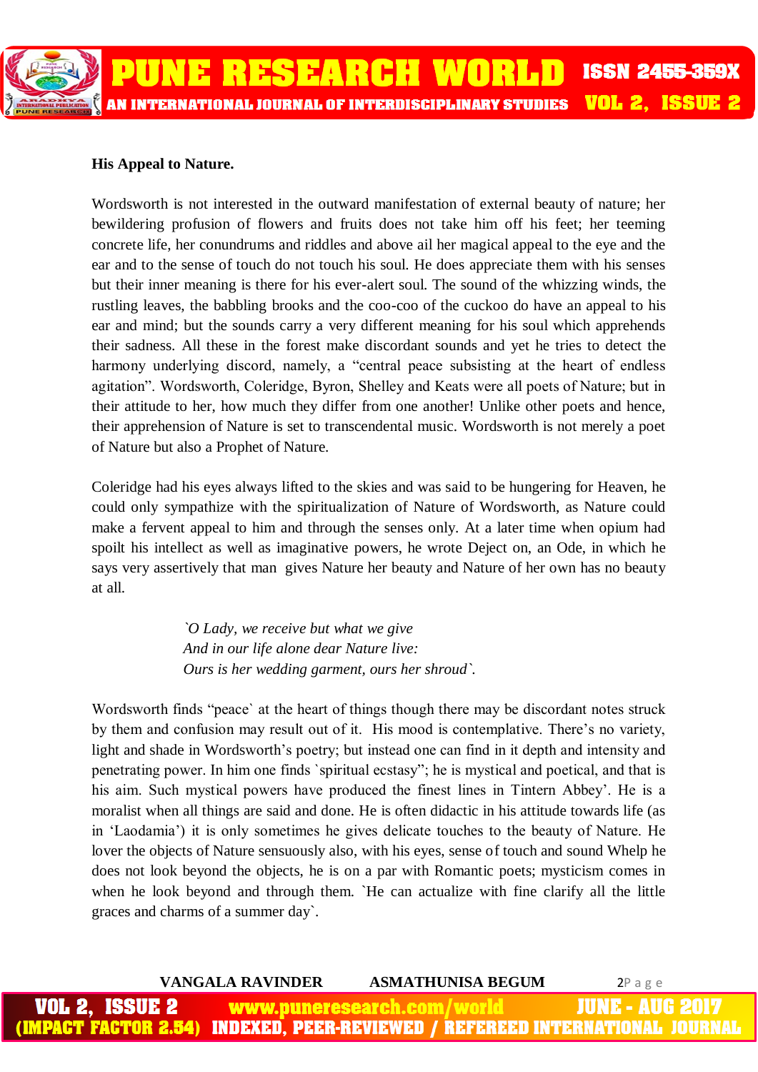**His Appeal to Nature.**

Wordsworth is not interested in the outward manifestation of external beauty of nature; her bewildering profusion of flowers and fruits does not take him off his feet; her teeming concrete life, her conundrums and riddles and above ail her magical appeal to the eye and the ear and to the sense of touch do not touch his soul. He does appreciate them with his senses but their inner meaning is there for his ever-alert soul. The sound of the whizzing winds, the rustling leaves, the babbling brooks and the coo-coo of the cuckoo do have an appeal to his ear and mind; but the sounds carry a very different meaning for his soul which apprehends their sadness. All these in the forest make discordant sounds and yet he tries to detect the harmony underlying discord, namely, a "central peace subsisting at the heart of endless agitation". Wordsworth, Coleridge, Byron, Shelley and Keats were all poets of Nature; but in their attitude to her, how much they differ from one another! Unlike other poets and hence, their apprehension of Nature is set to transcendental music. Wordsworth is not merely a poet of Nature but also a Prophet of Nature.

Coleridge had his eyes always lifted to the skies and was said to be hungering for Heaven, he could only sympathize with the spiritualization of Nature of Wordsworth, as Nature could make a fervent appeal to him and through the senses only. At a later time when opium had spoilt his intellect as well as imaginative powers, he wrote Deject on, an Ode, in which he says very assertively that man gives Nature her beauty and Nature of her own has no beauty at all.

> *`O Lady, we receive but what we give*
> *And in our life alone dear Nature live:*
> *Ours is her wedding garment, ours her shroud`.*

Wordsworth finds "peace` at the heart of things though there may be discordant notes struck by them and confusion may result out of it. His mood is contemplative. There's no variety, light and shade in Wordsworth's poetry; but instead one can find in it depth and intensity and penetrating power. In him one finds `spiritual ecstasy"; he is mystical and poetical, and that is his aim. Such mystical powers have produced the finest lines in Tintern Abbey'. He is a moralist when all things are said and done. He is often didactic in his attitude towards life (as in 'Laodamia') it is only sometimes he gives delicate touches to the beauty of Nature. He lover the objects of Nature sensuously also, with his eyes, sense of touch and sound Whelp he does not look beyond the objects, he is on a par with Romantic poets; mysticism comes in when he look beyond and through them. `He can actualize with fine clarify all the little graces and charms of a summer day`.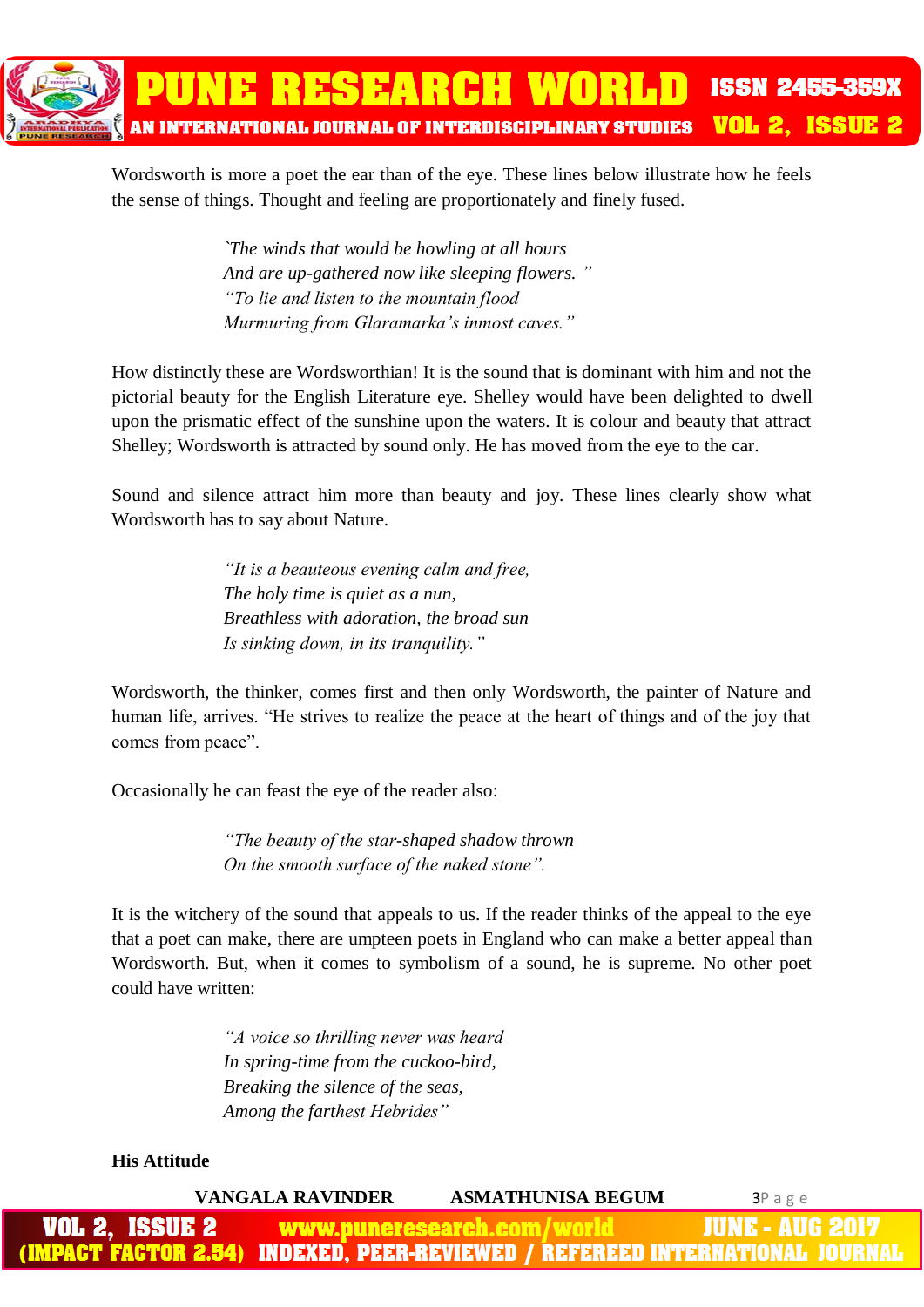Wordsworth is more a poet the ear than of the eye. These lines below illustrate how he feels the sense of things. Thought and feeling are proportionately and finely fused.

> *`The winds that would be howling at all hours*
> *And are up-gathered now like sleeping flowers. "*
> *"To lie and listen to the mountain flood*
> *Murmuring from Glaramarka's inmost caves."*

How distinctly these are Wordsworthian! It is the sound that is dominant with him and not the pictorial beauty for the English Literature eye. Shelley would have been delighted to dwell upon the prismatic effect of the sunshine upon the waters. It is colour and beauty that attract Shelley; Wordsworth is attracted by sound only. He has moved from the eye to the car.

Sound and silence attract him more than beauty and joy. These lines clearly show what Wordsworth has to say about Nature.

> *"It is a beauteous evening calm and free,*
> *The holy time is quiet as a nun,*
> *Breathless with adoration, the broad sun*
> *Is sinking down, in its tranquility."*

Wordsworth, the thinker, comes first and then only Wordsworth, the painter of Nature and human life, arrives. "He strives to realize the peace at the heart of things and of the joy that comes from peace".

Occasionally he can feast the eye of the reader also:

> *"The beauty of the star-shaped shadow thrown*
> *On the smooth surface of the naked stone".*

It is the witchery of the sound that appeals to us. If the reader thinks of the appeal to the eye that a poet can make, there are umpteen poets in England who can make a better appeal than Wordsworth. But, when it comes to symbolism of a sound, he is supreme. No other poet could have written:

> *"A voice so thrilling never was heard*
> *In spring-time from the cuckoo-bird,*
> *Breaking the silence of the seas,*
> *Among the farthest Hebrides"*

**His Attitude**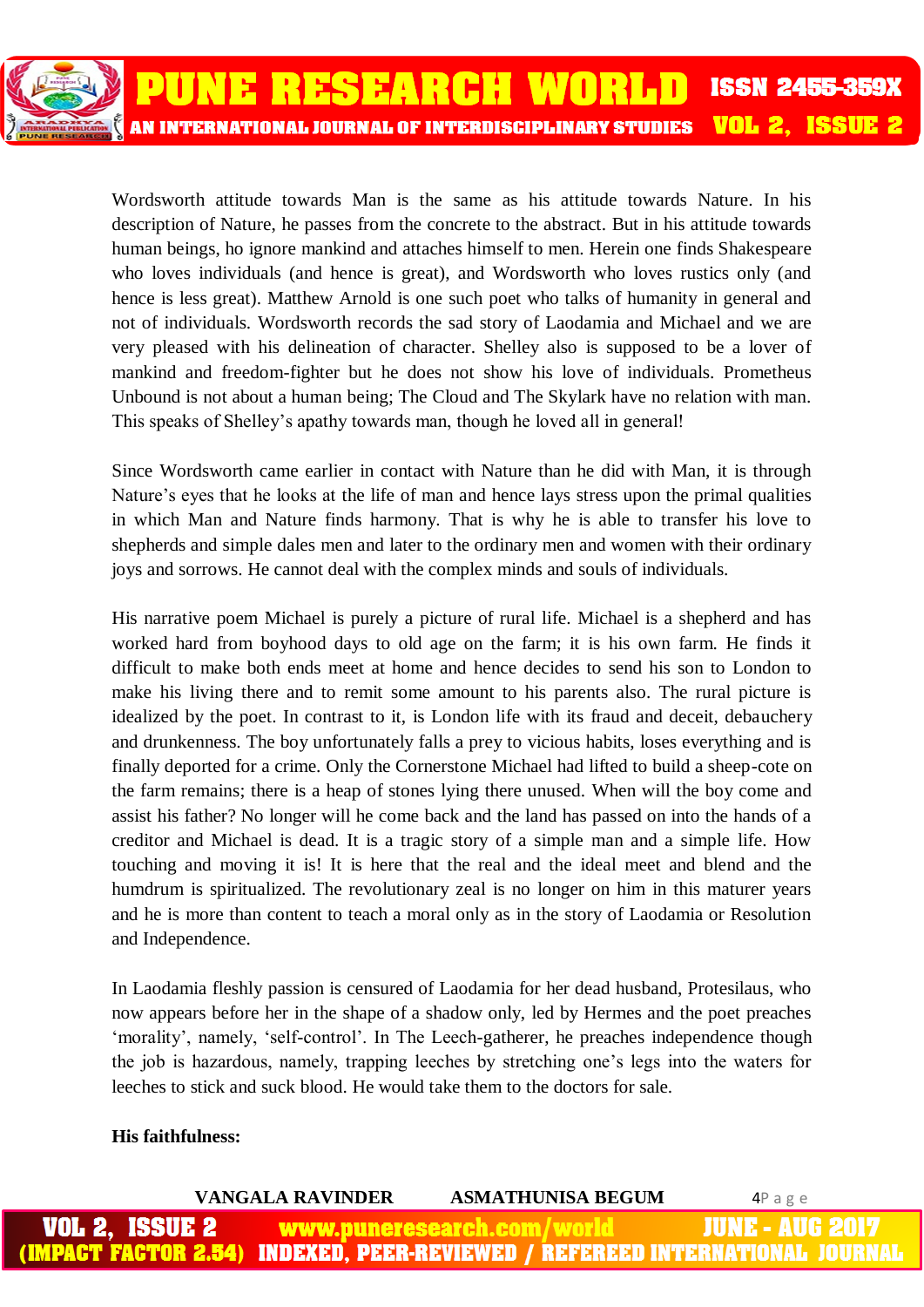Wordsworth attitude towards Man is the same as his attitude towards Nature. In his description of Nature, he passes from the concrete to the abstract. But in his attitude towards human beings, ho ignore mankind and attaches himself to men. Herein one finds Shakespeare who loves individuals (and hence is great), and Wordsworth who loves rustics only (and hence is less great). Matthew Arnold is one such poet who talks of humanity in general and not of individuals. Wordsworth records the sad story of Laodamia and Michael and we are very pleased with his delineation of character. Shelley also is supposed to be a lover of mankind and freedom-fighter but he does not show his love of individuals. Prometheus Unbound is not about a human being; The Cloud and The Skylark have no relation with man. This speaks of Shelley's apathy towards man, though he loved all in general!

Since Wordsworth came earlier in contact with Nature than he did with Man, it is through Nature's eyes that he looks at the life of man and hence lays stress upon the primal qualities in which Man and Nature finds harmony. That is why he is able to transfer his love to shepherds and simple dales men and later to the ordinary men and women with their ordinary joys and sorrows. He cannot deal with the complex minds and souls of individuals.

His narrative poem Michael is purely a picture of rural life. Michael is a shepherd and has worked hard from boyhood days to old age on the farm; it is his own farm. He finds it difficult to make both ends meet at home and hence decides to send his son to London to make his living there and to remit some amount to his parents also. The rural picture is idealized by the poet. In contrast to it, is London life with its fraud and deceit, debauchery and drunkenness. The boy unfortunately falls a prey to vicious habits, loses everything and is finally deported for a crime. Only the Cornerstone Michael had lifted to build a sheep-cote on the farm remains; there is a heap of stones lying there unused. When will the boy come and assist his father? No longer will he come back and the land has passed on into the hands of a creditor and Michael is dead. It is a tragic story of a simple man and a simple life. How touching and moving it is! It is here that the real and the ideal meet and blend and the humdrum is spiritualized. The revolutionary zeal is no longer on him in this maturer years and he is more than content to teach a moral only as in the story of Laodamia or Resolution and Independence.

In Laodamia fleshly passion is censured of Laodamia for her dead husband, Protesilaus, who now appears before her in the shape of a shadow only, led by Hermes and the poet preaches 'morality', namely, 'self-control'. In The Leech-gatherer, he preaches independence though the job is hazardous, namely, trapping leeches by stretching one's legs into the waters for leeches to stick and suck blood. He would take them to the doctors for sale.

**His faithfulness:**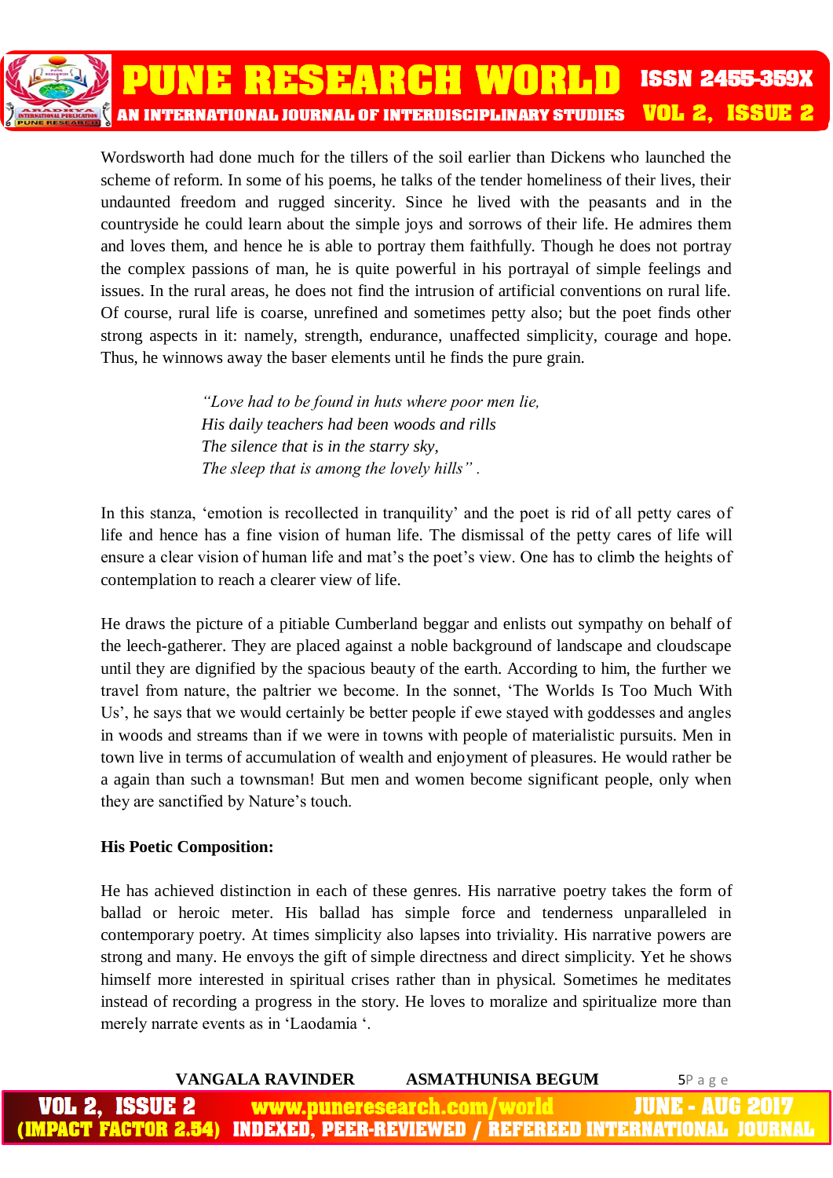Wordsworth had done much for the tillers of the soil earlier than Dickens who launched the scheme of reform. In some of his poems, he talks of the tender homeliness of their lives, their undaunted freedom and rugged sincerity. Since he lived with the peasants and in the countryside he could learn about the simple joys and sorrows of their life. He admires them and loves them, and hence he is able to portray them faithfully. Though he does not portray the complex passions of man, he is quite powerful in his portrayal of simple feelings and issues. In the rural areas, he does not find the intrusion of artificial conventions on rural life. Of course, rural life is coarse, unrefined and sometimes petty also; but the poet finds other strong aspects in it: namely, strength, endurance, unaffected simplicity, courage and hope. Thus, he winnows away the baser elements until he finds the pure grain.

> *"Love had to be found in huts where poor men lie,*
> *His daily teachers had been woods and rills*
> *The silence that is in the starry sky,*
> *The sleep that is among the lovely hills" .*

In this stanza, 'emotion is recollected in tranquility' and the poet is rid of all petty cares of life and hence has a fine vision of human life. The dismissal of the petty cares of life will ensure a clear vision of human life and mat's the poet's view. One has to climb the heights of contemplation to reach a clearer view of life.

He draws the picture of a pitiable Cumberland beggar and enlists out sympathy on behalf of the leech-gatherer. They are placed against a noble background of landscape and cloudscape until they are dignified by the spacious beauty of the earth. According to him, the further we travel from nature, the paltrier we become. In the sonnet, 'The Worlds Is Too Much With Us', he says that we would certainly be better people if ewe stayed with goddesses and angles in woods and streams than if we were in towns with people of materialistic pursuits. Men in town live in terms of accumulation of wealth and enjoyment of pleasures. He would rather be a again than such a townsman! But men and women become significant people, only when they are sanctified by Nature's touch.

**His Poetic Composition:**

He has achieved distinction in each of these genres. His narrative poetry takes the form of ballad or heroic meter. His ballad has simple force and tenderness unparalleled in contemporary poetry. At times simplicity also lapses into triviality. His narrative powers are strong and many. He envoys the gift of simple directness and direct simplicity. Yet he shows himself more interested in spiritual crises rather than in physical. Sometimes he meditates instead of recording a progress in the story. He loves to moralize and spiritualize more than merely narrate events as in 'Laodamia '.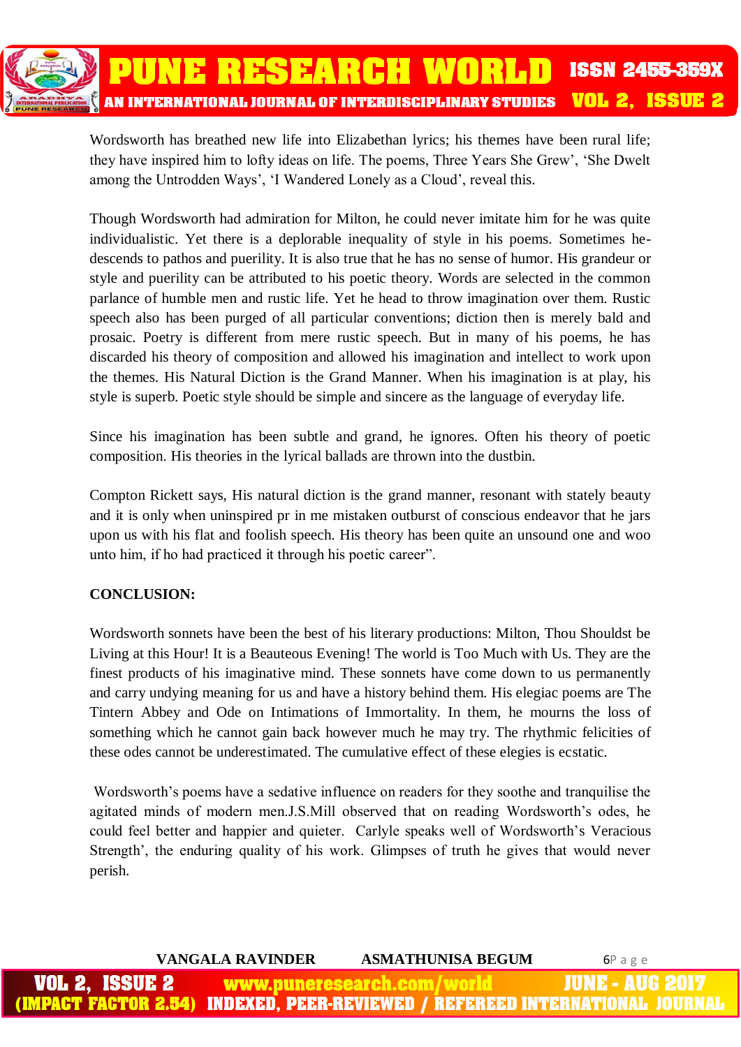Wordsworth has breathed new life into Elizabethan lyrics; his themes have been rural life; they have inspired him to lofty ideas on life. The poems, Three Years She Grew', 'She Dwelt among the Untrodden Ways', 'I Wandered Lonely as a Cloud', reveal this.

Though Wordsworth had admiration for Milton, he could never imitate him for he was quite individualistic. Yet there is a deplorable inequality of style in his poems. Sometimes he-descends to pathos and puerility. It is also true that he has no sense of humor. His grandeur or style and puerility can be attributed to his poetic theory. Words are selected in the common parlance of humble men and rustic life. Yet he head to throw imagination over them. Rustic speech also has been purged of all particular conventions; diction then is merely bald and prosaic. Poetry is different from mere rustic speech. But in many of his poems, he has discarded his theory of composition and allowed his imagination and intellect to work upon the themes. His Natural Diction is the Grand Manner. When his imagination is at play, his style is superb. Poetic style should be simple and sincere as the language of everyday life.

Since his imagination has been subtle and grand, he ignores. Often his theory of poetic composition. His theories in the lyrical ballads are thrown into the dustbin.

Compton Rickett says, His natural diction is the grand manner, resonant with stately beauty and it is only when uninspired pr in me mistaken outburst of conscious endeavor that he jars upon us with his flat and foolish speech. His theory has been quite an unsound one and woo unto him, if ho had practiced it through his poetic career".

**CONCLUSION:**

Wordsworth sonnets have been the best of his literary productions: Milton, Thou Shouldst be Living at this Hour! It is a Beauteous Evening! The world is Too Much with Us. They are the finest products of his imaginative mind. These sonnets have come down to us permanently and carry undying meaning for us and have a history behind them. His elegiac poems are The Tintern Abbey and Ode on Intimations of Immortality. In them, he mourns the loss of something which he cannot gain back however much he may try. The rhythmic felicities of these odes cannot be underestimated. The cumulative effect of these elegies is ecstatic.

Wordsworth's poems have a sedative influence on readers for they soothe and tranquilise the agitated minds of modern men.J.S.Mill observed that on reading Wordsworth's odes, he could feel better and happier and quieter. Carlyle speaks well of Wordsworth's Veracious Strength', the enduring quality of his work. Glimpses of truth he gives that would never perish.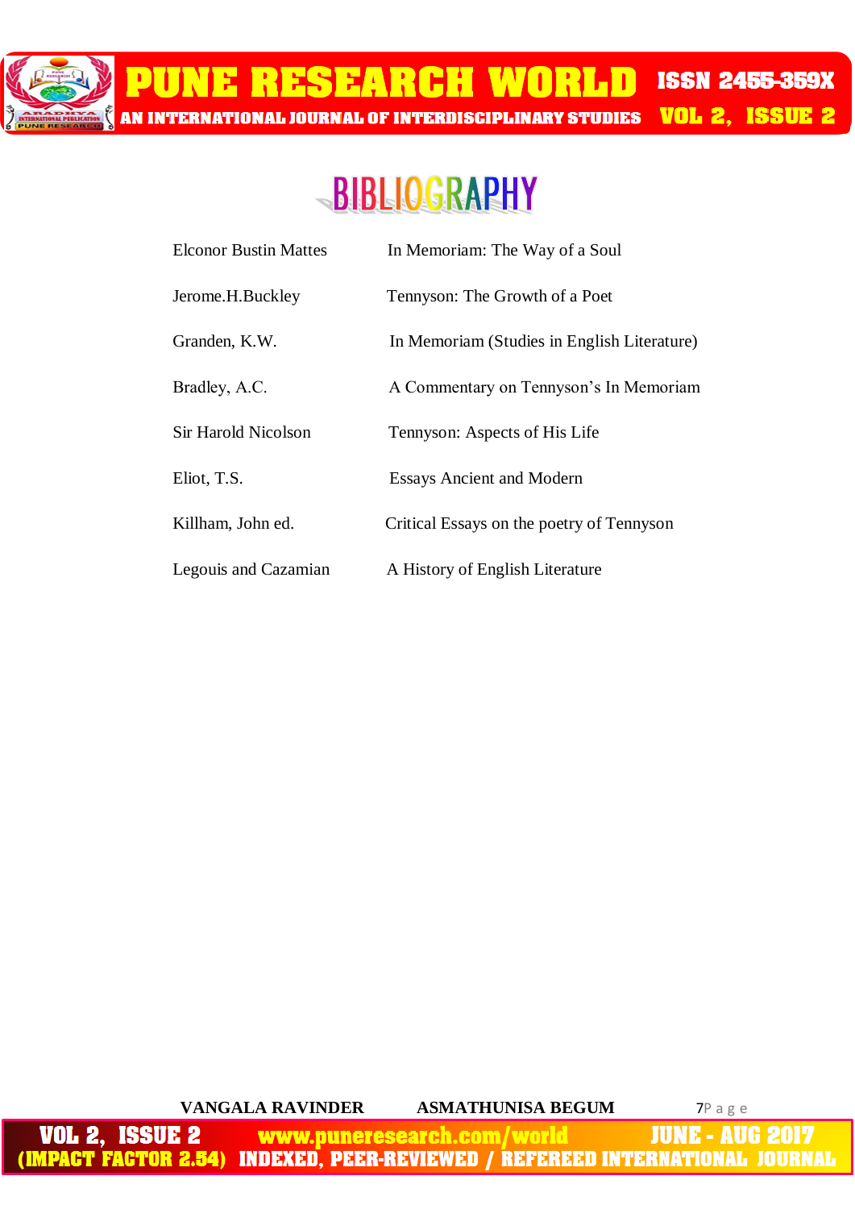# BIBLIOGRAPHY

| | |
|---|---|
| Elconor Bustin Mattes | In Memoriam: The Way of a Soul |
| Jerome.H.Buckley | Tennyson: The Growth of a Poet |
| Granden, K.W. | In Memoriam (Studies in English Literature) |
| Bradley, A.C. | A Commentary on Tennyson's In Memoriam |
| Sir Harold Nicolson | Tennyson: Aspects of His Life |
| Eliot, T.S. | Essays Ancient and Modern |
| Killham, John ed. | Critical Essays on the poetry of Tennyson |
| Legouis and Cazamian | A History of English Literature |